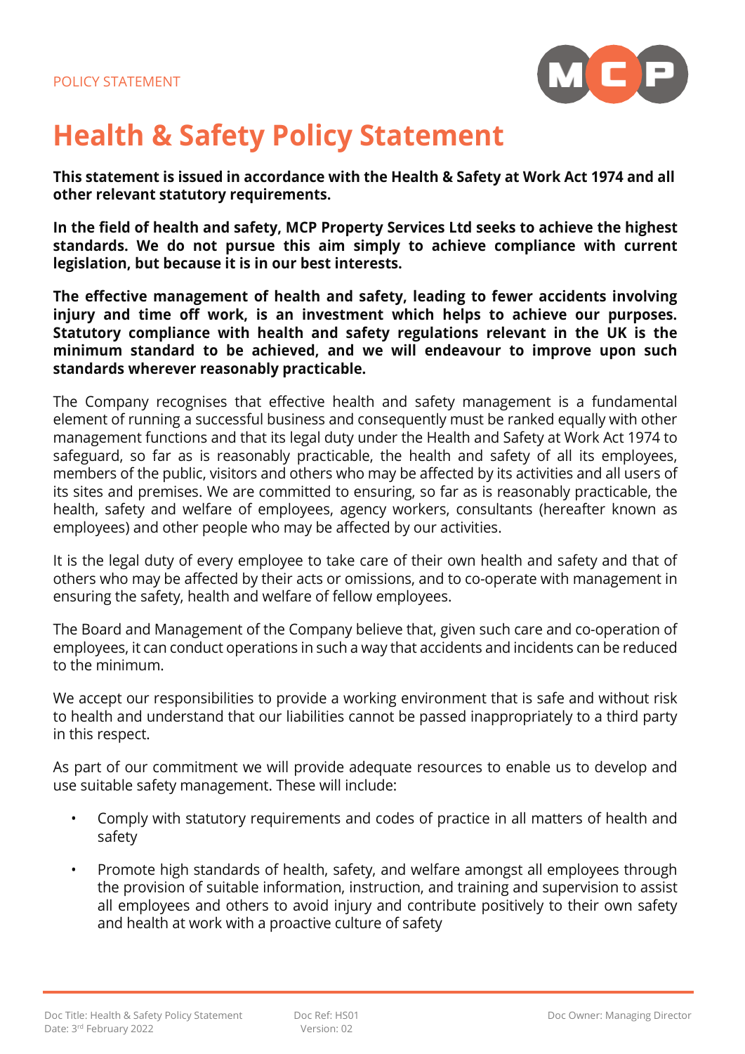POLICY STATEMENT

# Health & Safety Policy Statement

**This statement is issued in accordance with the Health & Safety at Work Act 1974 and all other relevant statutory requirements.**

**In the field of health and safety, MCP Property Services Ltd seeks to achieve the highest standards. We do not pursue this aim simply to achieve compliance with current legislation, but because it is in our best interests.**

**The effective management of health and safety, leading to fewer accidents involving injury and time off work, is an investment which helps to achieve our purposes. Statutory compliance with health and safety regulations relevant in the UK is the minimum standard to be achieved, and we will endeavour to improve upon such standards wherever reasonably practicable.**

The Company recognises that effective health and safety management is a fundamental element of running a successful business and consequently must be ranked equally with other management functions and that its legal duty under the Health and Safety at Work Act 1974 to safeguard, so far as is reasonably practicable, the health and safety of all its employees, members of the public, visitors and others who may be affected by its activities and all users of its sites and premises. We are committed to ensuring, so far as is reasonably practicable, the health, safety and welfare of employees, agency workers, consultants (hereafter known as employees) and other people who may be affected by our activities.

It is the legal duty of every employee to take care of their own health and safety and that of others who may be affected by their acts or omissions, and to co-operate with management in ensuring the safety, health and welfare of fellow employees.

The Board and Management of the Company believe that, given such care and co-operation of employees, it can conduct operations in such a way that accidents and incidents can be reduced to the minimum.

We accept our responsibilities to provide a working environment that is safe and without risk to health and understand that our liabilities cannot be passed inappropriately to a third party in this respect.

As part of our commitment we will provide adequate resources to enable us to develop and use suitable safety management. These will include:

- Comply with statutory requirements and codes of practice in all matters of health and safety
- Promote high standards of health, safety, and welfare amongst all employees through the provision of suitable information, instruction, and training and supervision to assist all employees and others to avoid injury and contribute positively to their own safety and health at work with a proactive culture of safety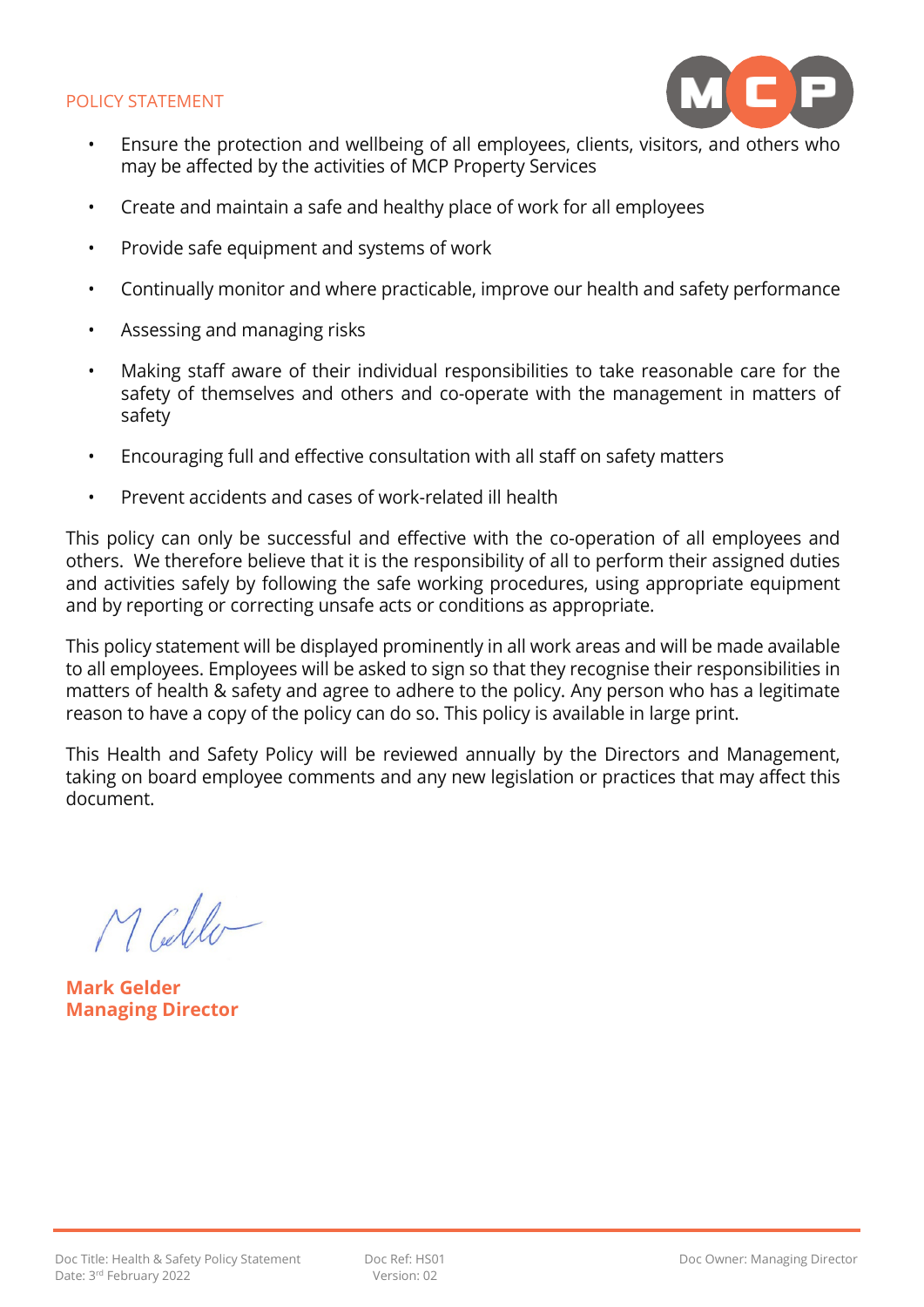POLICY STATEMENT

- Ensure the protection and wellbeing of all employees, clients, visitors, and others who may be affected by the activities of MCP Property Services
- Create and maintain a safe and healthy place of work for all employees
- Provide safe equipment and systems of work
- Continually monitor and where practicable, improve our health and safety performance
- Assessing and managing risks
- Making staff aware of their individual responsibilities to take reasonable care for the safety of themselves and others and co-operate with the management in matters of safety
- Encouraging full and effective consultation with all staff on safety matters
- Prevent accidents and cases of work-related ill health

This policy can only be successful and effective with the co-operation of all employees and others. We therefore believe that it is the responsibility of all to perform their assigned duties and activities safely by following the safe working procedures, using appropriate equipment and by reporting or correcting unsafe acts or conditions as appropriate.

This policy statement will be displayed prominently in all work areas and will be made available to all employees. Employees will be asked to sign so that they recognise their responsibilities in matters of health & safety and agree to adhere to the policy. Any person who has a legitimate reason to have a copy of the policy can do so. This policy is available in large print.

This Health and Safety Policy will be reviewed annually by the Directors and Management, taking on board employee comments and any new legislation or practices that may affect this document.

**Mark Gelder**
**Managing Director**